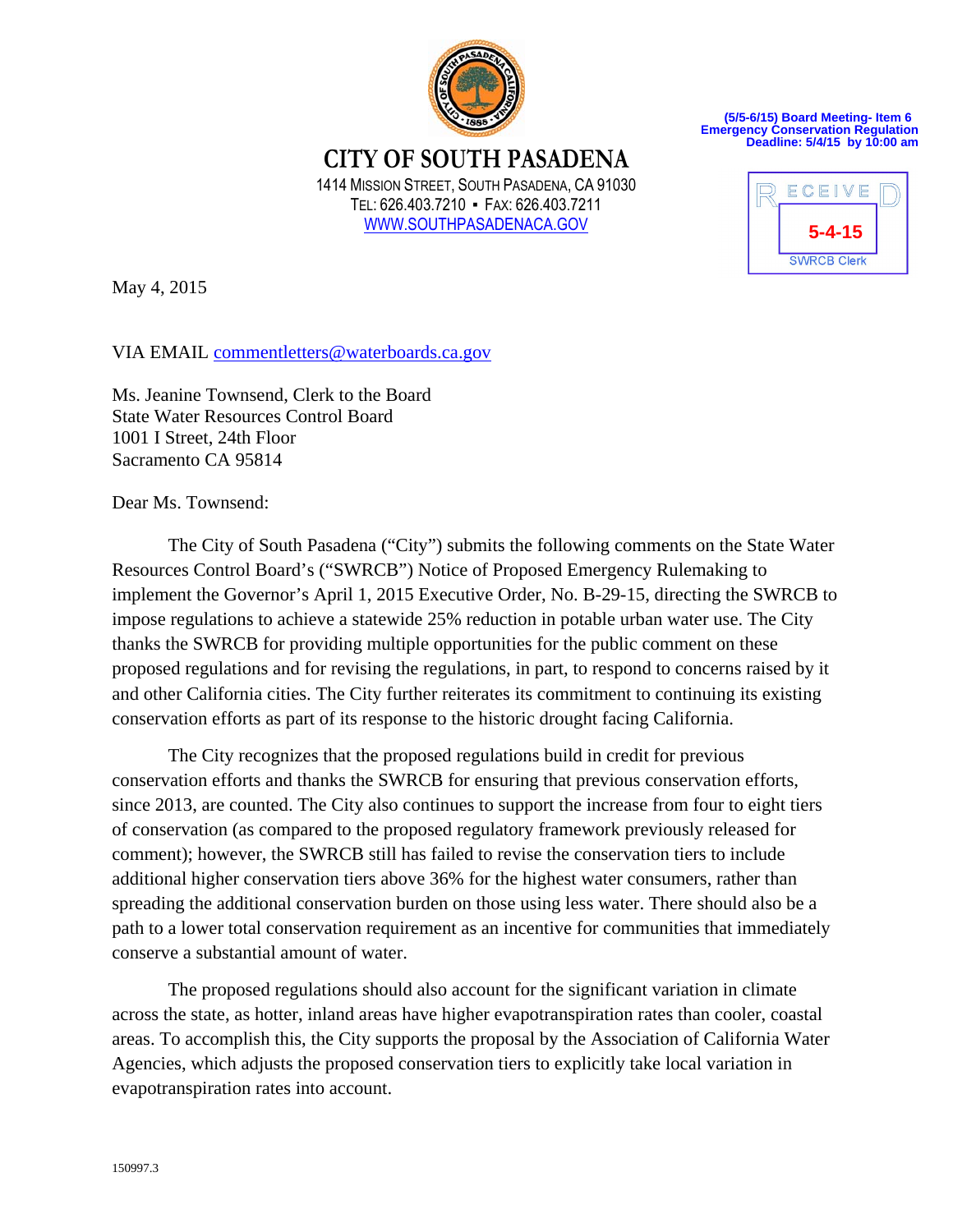(5/5-6/15) Board Meeting- Item 6
Emergency Conservation Regulation
Deadline: 5/4/15 by 10:00 am

RECEIVED
5-4-15
SWRCB Clerk

# CITY OF SOUTH PASADENA

1414 MISSION STREET, SOUTH PASADENA, CA 91030
TEL: 626.403.7210 ▪ FAX: 626.403.7211
WWW.SOUTHPASADENACA.GOV

May 4, 2015

VIA EMAIL commentletters@waterboards.ca.gov

Ms. Jeanine Townsend, Clerk to the Board
State Water Resources Control Board
1001 I Street, 24th Floor
Sacramento CA 95814

Dear Ms. Townsend:

The City of South Pasadena ("City") submits the following comments on the State Water Resources Control Board's ("SWRCB") Notice of Proposed Emergency Rulemaking to implement the Governor's April 1, 2015 Executive Order, No. B-29-15, directing the SWRCB to impose regulations to achieve a statewide 25% reduction in potable urban water use. The City thanks the SWRCB for providing multiple opportunities for the public comment on these proposed regulations and for revising the regulations, in part, to respond to concerns raised by it and other California cities. The City further reiterates its commitment to continuing its existing conservation efforts as part of its response to the historic drought facing California.

The City recognizes that the proposed regulations build in credit for previous conservation efforts and thanks the SWRCB for ensuring that previous conservation efforts, since 2013, are counted. The City also continues to support the increase from four to eight tiers of conservation (as compared to the proposed regulatory framework previously released for comment); however, the SWRCB still has failed to revise the conservation tiers to include additional higher conservation tiers above 36% for the highest water consumers, rather than spreading the additional conservation burden on those using less water. There should also be a path to a lower total conservation requirement as an incentive for communities that immediately conserve a substantial amount of water.

The proposed regulations should also account for the significant variation in climate across the state, as hotter, inland areas have higher evapotranspiration rates than cooler, coastal areas. To accomplish this, the City supports the proposal by the Association of California Water Agencies, which adjusts the proposed conservation tiers to explicitly take local variation in evapotranspiration rates into account.

150997.3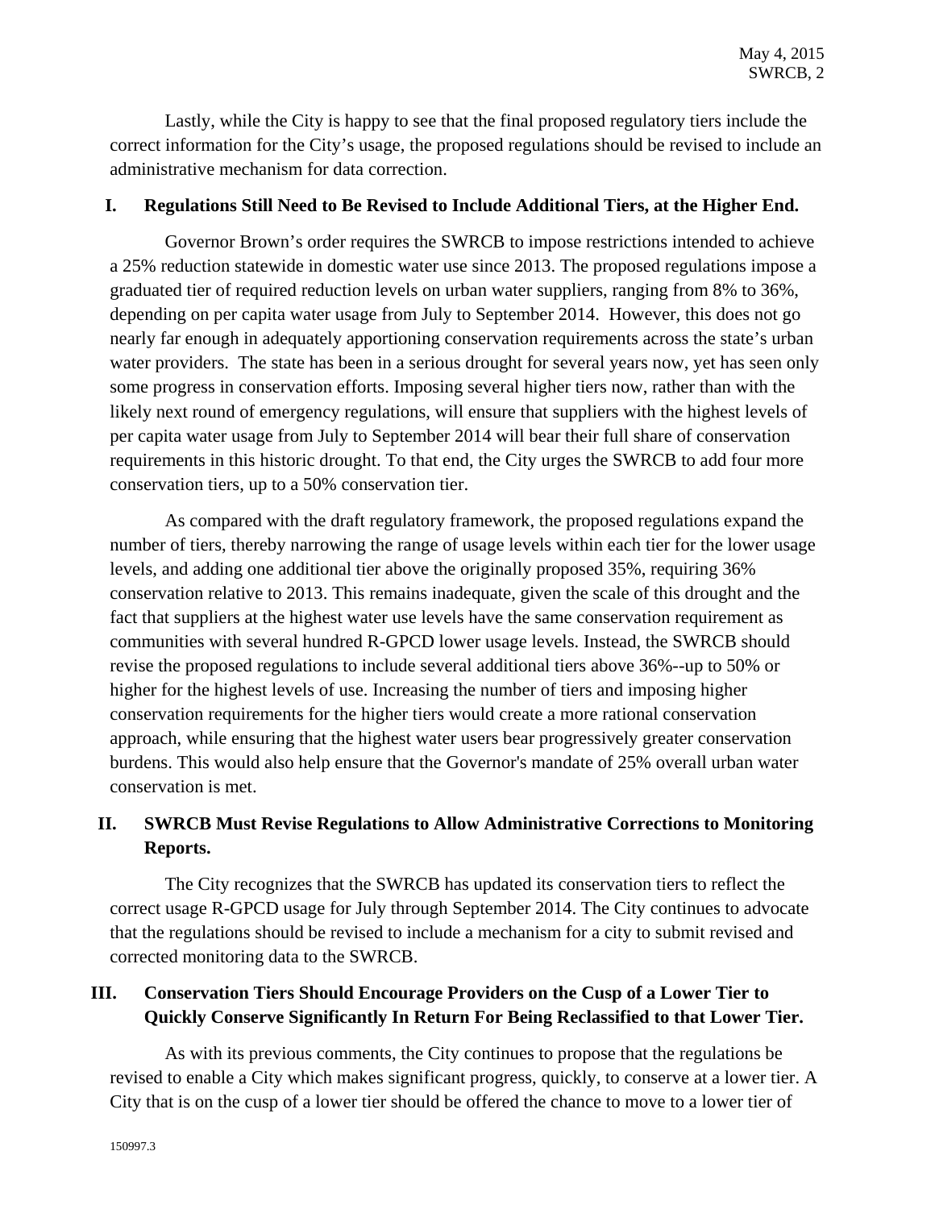Lastly, while the City is happy to see that the final proposed regulatory tiers include the correct information for the City's usage, the proposed regulations should be revised to include an administrative mechanism for data correction.

## I. Regulations Still Need to Be Revised to Include Additional Tiers, at the Higher End.

Governor Brown's order requires the SWRCB to impose restrictions intended to achieve a 25% reduction statewide in domestic water use since 2013. The proposed regulations impose a graduated tier of required reduction levels on urban water suppliers, ranging from 8% to 36%, depending on per capita water usage from July to September 2014. However, this does not go nearly far enough in adequately apportioning conservation requirements across the state's urban water providers. The state has been in a serious drought for several years now, yet has seen only some progress in conservation efforts. Imposing several higher tiers now, rather than with the likely next round of emergency regulations, will ensure that suppliers with the highest levels of per capita water usage from July to September 2014 will bear their full share of conservation requirements in this historic drought. To that end, the City urges the SWRCB to add four more conservation tiers, up to a 50% conservation tier.

As compared with the draft regulatory framework, the proposed regulations expand the number of tiers, thereby narrowing the range of usage levels within each tier for the lower usage levels, and adding one additional tier above the originally proposed 35%, requiring 36% conservation relative to 2013. This remains inadequate, given the scale of this drought and the fact that suppliers at the highest water use levels have the same conservation requirement as communities with several hundred R-GPCD lower usage levels. Instead, the SWRCB should revise the proposed regulations to include several additional tiers above 36%--up to 50% or higher for the highest levels of use. Increasing the number of tiers and imposing higher conservation requirements for the higher tiers would create a more rational conservation approach, while ensuring that the highest water users bear progressively greater conservation burdens. This would also help ensure that the Governor's mandate of 25% overall urban water conservation is met.

## II. SWRCB Must Revise Regulations to Allow Administrative Corrections to Monitoring Reports.

The City recognizes that the SWRCB has updated its conservation tiers to reflect the correct usage R-GPCD usage for July through September 2014. The City continues to advocate that the regulations should be revised to include a mechanism for a city to submit revised and corrected monitoring data to the SWRCB.

## III. Conservation Tiers Should Encourage Providers on the Cusp of a Lower Tier to Quickly Conserve Significantly In Return For Being Reclassified to that Lower Tier.

As with its previous comments, the City continues to propose that the regulations be revised to enable a City which makes significant progress, quickly, to conserve at a lower tier. A City that is on the cusp of a lower tier should be offered the chance to move to a lower tier of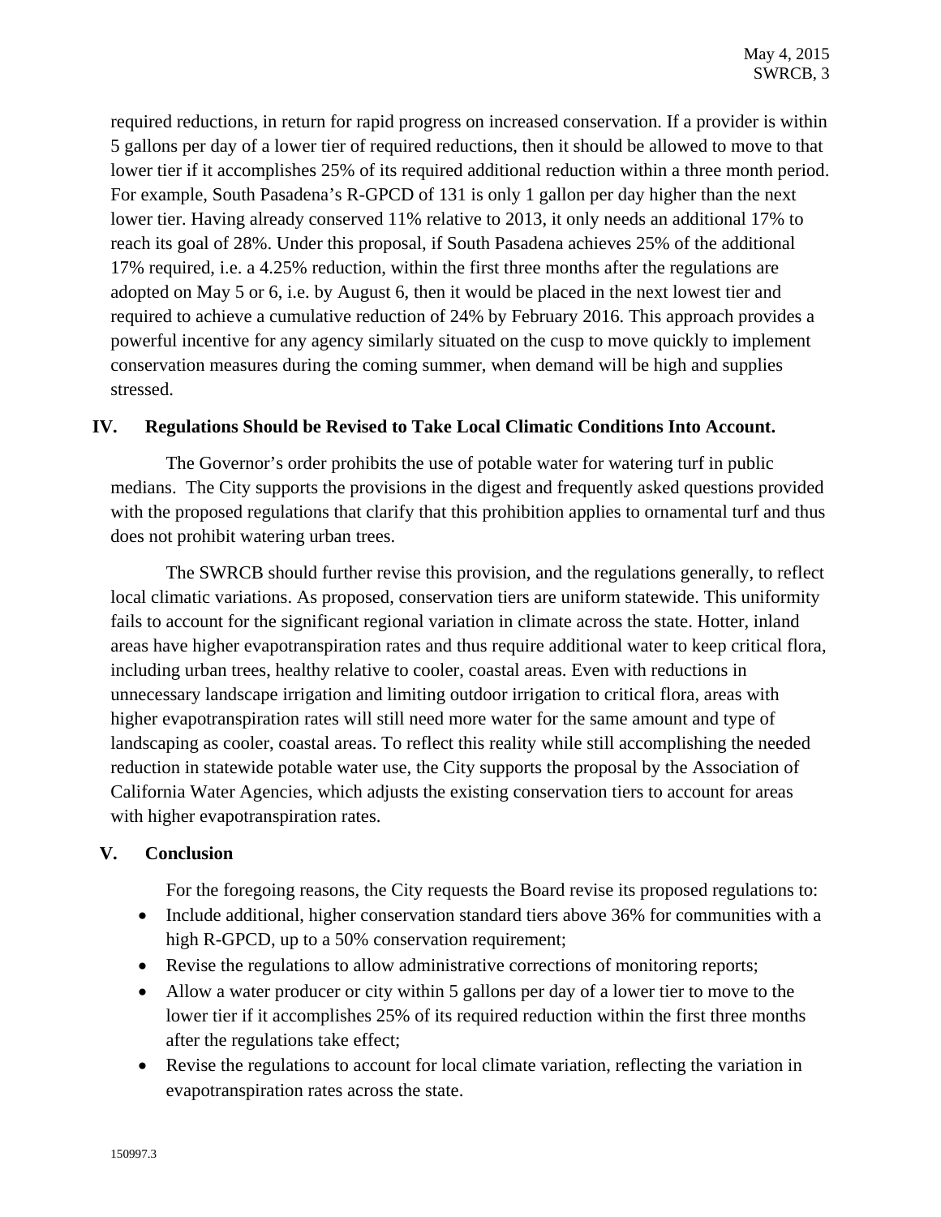required reductions, in return for rapid progress on increased conservation. If a provider is within 5 gallons per day of a lower tier of required reductions, then it should be allowed to move to that lower tier if it accomplishes 25% of its required additional reduction within a three month period. For example, South Pasadena's R-GPCD of 131 is only 1 gallon per day higher than the next lower tier. Having already conserved 11% relative to 2013, it only needs an additional 17% to reach its goal of 28%. Under this proposal, if South Pasadena achieves 25% of the additional 17% required, i.e. a 4.25% reduction, within the first three months after the regulations are adopted on May 5 or 6, i.e. by August 6, then it would be placed in the next lowest tier and required to achieve a cumulative reduction of 24% by February 2016. This approach provides a powerful incentive for any agency similarly situated on the cusp to move quickly to implement conservation measures during the coming summer, when demand will be high and supplies stressed.

## IV. Regulations Should be Revised to Take Local Climatic Conditions Into Account.

The Governor's order prohibits the use of potable water for watering turf in public medians. The City supports the provisions in the digest and frequently asked questions provided with the proposed regulations that clarify that this prohibition applies to ornamental turf and thus does not prohibit watering urban trees.

The SWRCB should further revise this provision, and the regulations generally, to reflect local climatic variations. As proposed, conservation tiers are uniform statewide. This uniformity fails to account for the significant regional variation in climate across the state. Hotter, inland areas have higher evapotranspiration rates and thus require additional water to keep critical flora, including urban trees, healthy relative to cooler, coastal areas. Even with reductions in unnecessary landscape irrigation and limiting outdoor irrigation to critical flora, areas with higher evapotranspiration rates will still need more water for the same amount and type of landscaping as cooler, coastal areas. To reflect this reality while still accomplishing the needed reduction in statewide potable water use, the City supports the proposal by the Association of California Water Agencies, which adjusts the existing conservation tiers to account for areas with higher evapotranspiration rates.

## V. Conclusion

For the foregoing reasons, the City requests the Board revise its proposed regulations to:

- Include additional, higher conservation standard tiers above 36% for communities with a high R-GPCD, up to a 50% conservation requirement;
- Revise the regulations to allow administrative corrections of monitoring reports;
- Allow a water producer or city within 5 gallons per day of a lower tier to move to the lower tier if it accomplishes 25% of its required reduction within the first three months after the regulations take effect;
- Revise the regulations to account for local climate variation, reflecting the variation in evapotranspiration rates across the state.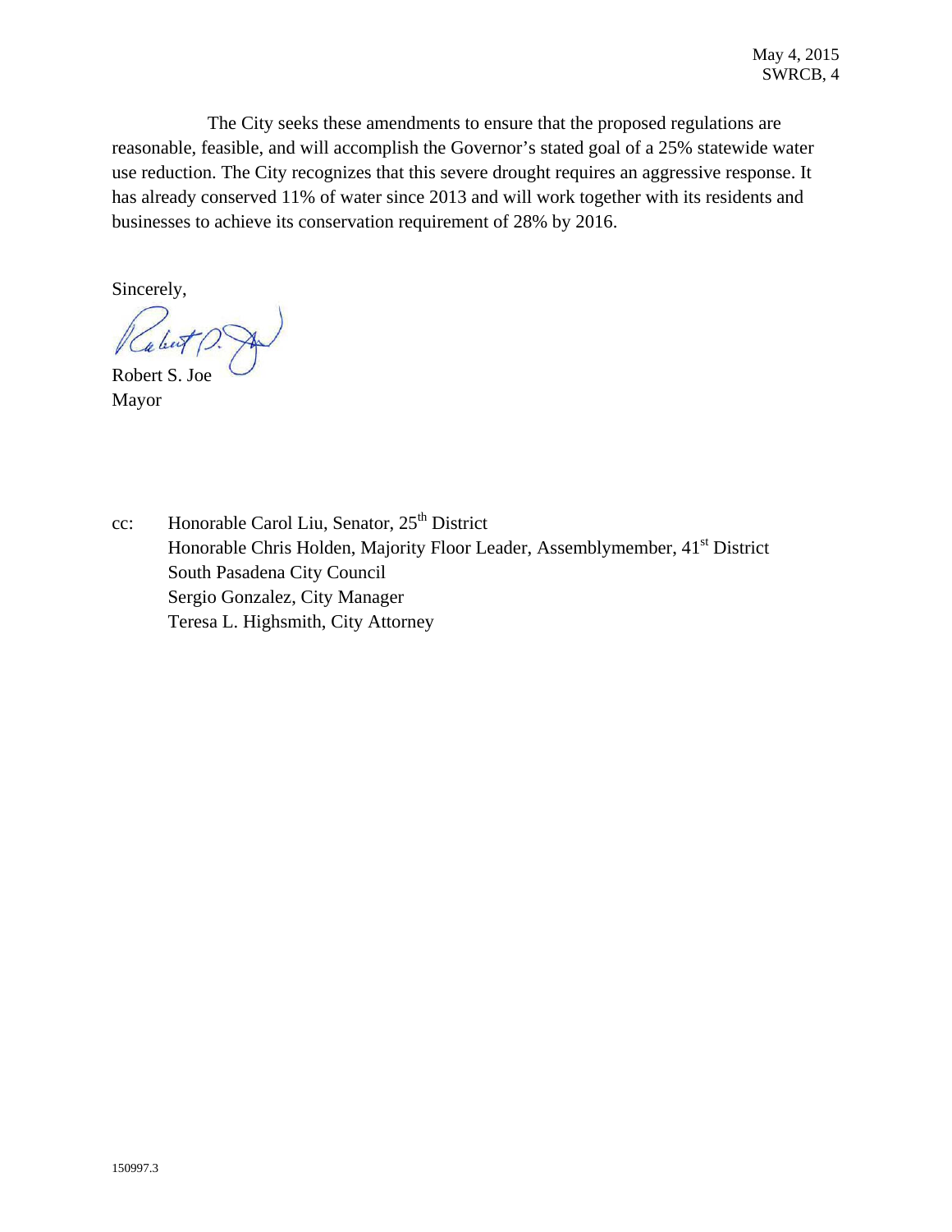The City seeks these amendments to ensure that the proposed regulations are reasonable, feasible, and will accomplish the Governor's stated goal of a 25% statewide water use reduction. The City recognizes that this severe drought requires an aggressive response. It has already conserved 11% of water since 2013 and will work together with its residents and businesses to achieve its conservation requirement of 28% by 2016.

Sincerely,

Robert S. Joe
Mayor

cc: Honorable Carol Liu, Senator, 25th District
Honorable Chris Holden, Majority Floor Leader, Assemblymember, 41st District
South Pasadena City Council
Sergio Gonzalez, City Manager
Teresa L. Highsmith, City Attorney

150997.3